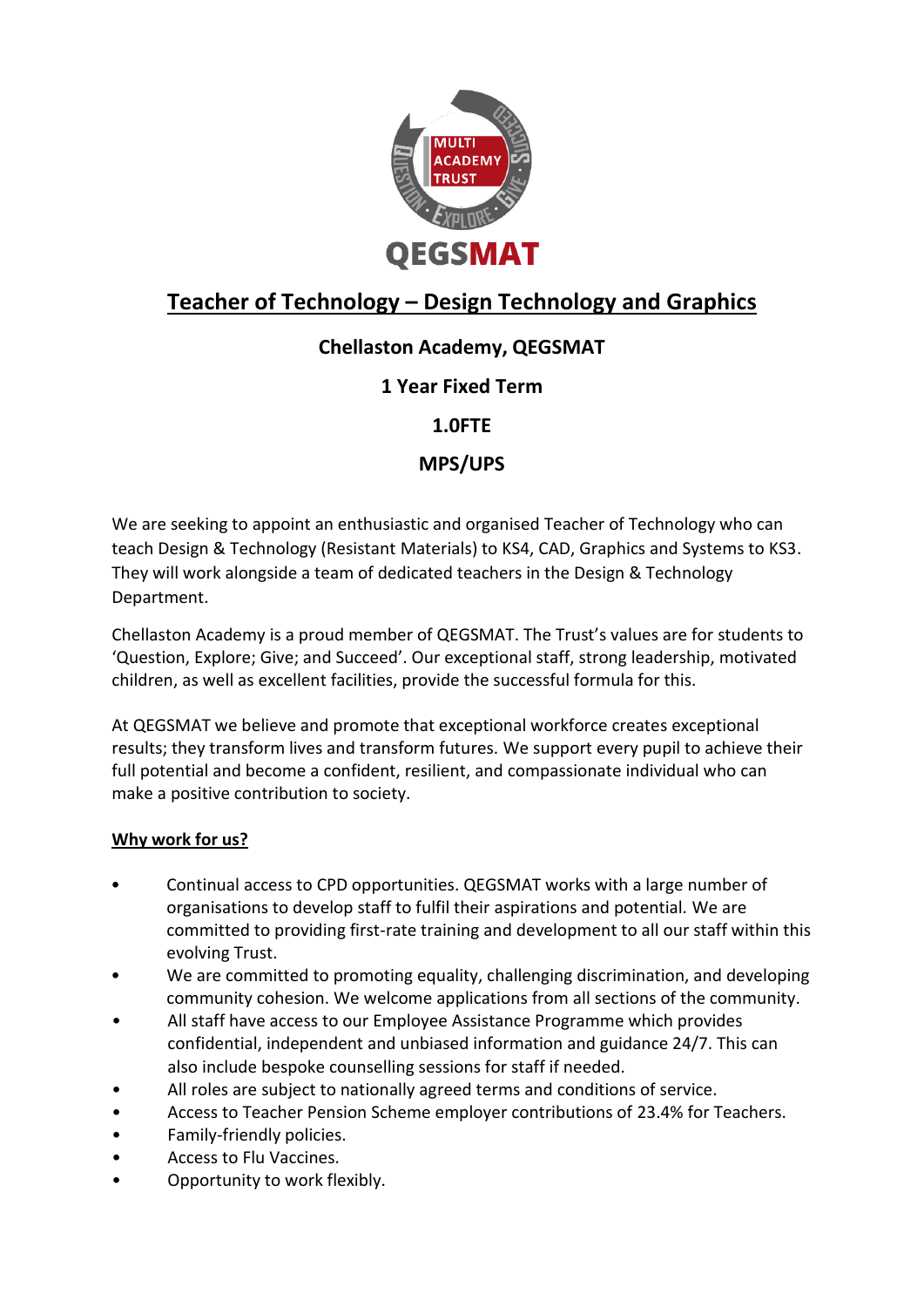# Teacher of Technology – Design Technology and Graphics

**Chellaston Academy, QEGSMAT**

**1 Year Fixed Term**

**1.0FTE**

**MPS/UPS**

We are seeking to appoint an enthusiastic and organised Teacher of Technology who can teach Design & Technology (Resistant Materials) to KS4, CAD, Graphics and Systems to KS3. They will work alongside a team of dedicated teachers in the Design & Technology Department.

Chellaston Academy is a proud member of QEGSMAT. The Trust's values are for students to 'Question, Explore; Give; and Succeed'. Our exceptional staff, strong leadership, motivated children, as well as excellent facilities, provide the successful formula for this.

At QEGSMAT we believe and promote that exceptional workforce creates exceptional results; they transform lives and transform futures. We support every pupil to achieve their full potential and become a confident, resilient, and compassionate individual who can make a positive contribution to society.

## Why work for us?

- Continual access to CPD opportunities. QEGSMAT works with a large number of organisations to develop staff to fulfil their aspirations and potential. We are committed to providing first-rate training and development to all our staff within this evolving Trust.
- We are committed to promoting equality, challenging discrimination, and developing community cohesion. We welcome applications from all sections of the community.
- All staff have access to our Employee Assistance Programme which provides confidential, independent and unbiased information and guidance 24/7. This can also include bespoke counselling sessions for staff if needed.
- All roles are subject to nationally agreed terms and conditions of service.
- Access to Teacher Pension Scheme employer contributions of 23.4% for Teachers.
- Family-friendly policies.
- Access to Flu Vaccines.
- Opportunity to work flexibly.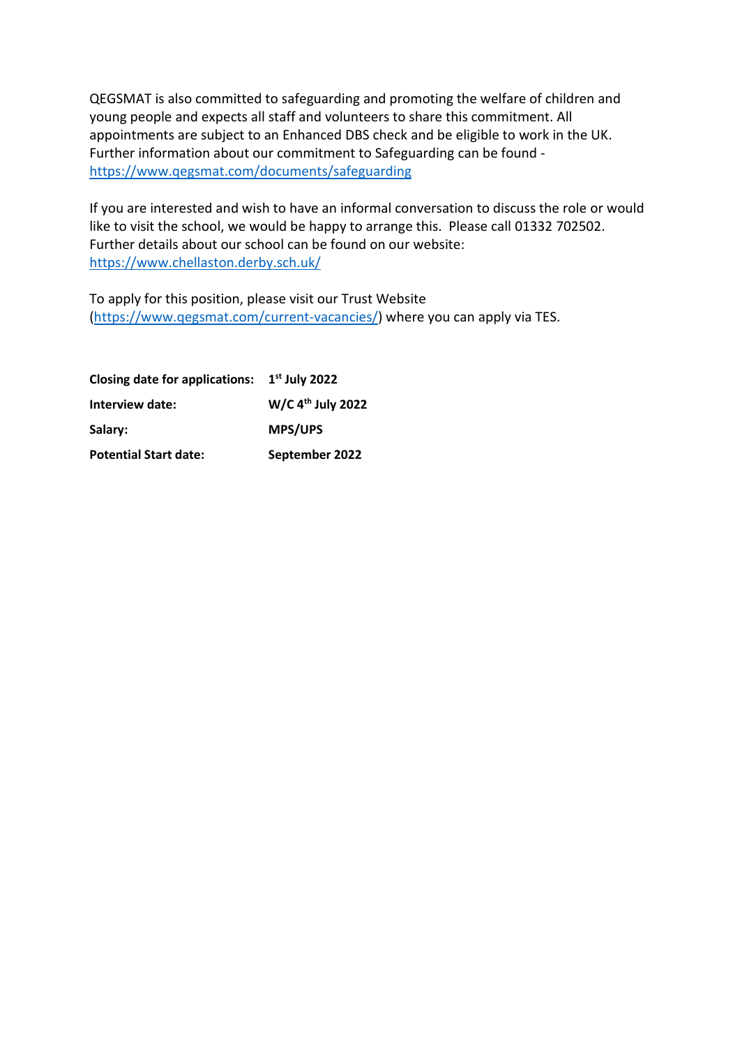QEGSMAT is also committed to safeguarding and promoting the welfare of children and young people and expects all staff and volunteers to share this commitment. All appointments are subject to an Enhanced DBS check and be eligible to work in the UK. Further information about our commitment to Safeguarding can be found - https://www.qegsmat.com/documents/safeguarding

If you are interested and wish to have an informal conversation to discuss the role or would like to visit the school, we would be happy to arrange this. Please call 01332 702502. Further details about our school can be found on our website: https://www.chellaston.derby.sch.uk/

To apply for this position, please visit our Trust Website (https://www.qegsmat.com/current-vacancies/) where you can apply via TES.

| | |
|---|---|
| **Closing date for applications:** | **1st July 2022** |
| **Interview date:** | **W/C 4th July 2022** |
| **Salary:** | **MPS/UPS** |
| **Potential Start date:** | **September 2022** |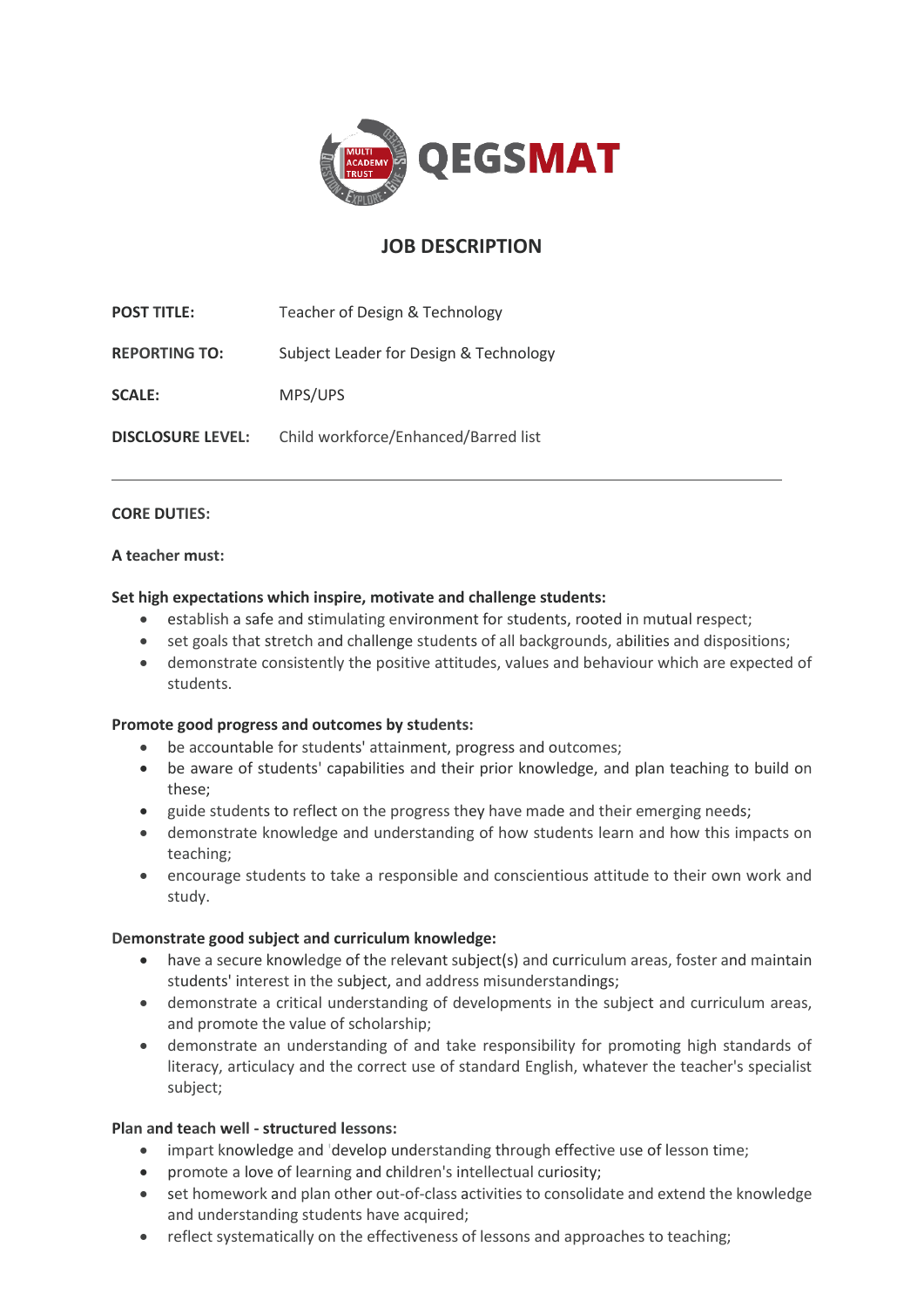# JOB DESCRIPTION

**POST TITLE:** Teacher of Design & Technology

**REPORTING TO:** Subject Leader for Design & Technology

**SCALE:** MPS/UPS

**DISCLOSURE LEVEL:** Child workforce/Enhanced/Barred list

---

**CORE DUTIES:**

**A teacher must:**

**Set high expectations which inspire, motivate and challenge students:**

- establish a safe and stimulating environment for students, rooted in mutual respect;
- set goals that stretch and challenge students of all backgrounds, abilities and dispositions;
- demonstrate consistently the positive attitudes, values and behaviour which are expected of students.

**Promote good progress and outcomes by students:**

- be accountable for students' attainment, progress and outcomes;
- be aware of students' capabilities and their prior knowledge, and plan teaching to build on these;
- guide students to reflect on the progress they have made and their emerging needs;
- demonstrate knowledge and understanding of how students learn and how this impacts on teaching;
- encourage students to take a responsible and conscientious attitude to their own work and study.

**Demonstrate good subject and curriculum knowledge:**

- have a secure knowledge of the relevant subject(s) and curriculum areas, foster and maintain students' interest in the subject, and address misunderstandings;
- demonstrate a critical understanding of developments in the subject and curriculum areas, and promote the value of scholarship;
- demonstrate an understanding of and take responsibility for promoting high standards of literacy, articulacy and the correct use of standard English, whatever the teacher's specialist subject;

**Plan and teach well - structured lessons:**

- impart knowledge and develop understanding through effective use of lesson time;
- promote a love of learning and children's intellectual curiosity;
- set homework and plan other out-of-class activities to consolidate and extend the knowledge and understanding students have acquired;
- reflect systematically on the effectiveness of lessons and approaches to teaching;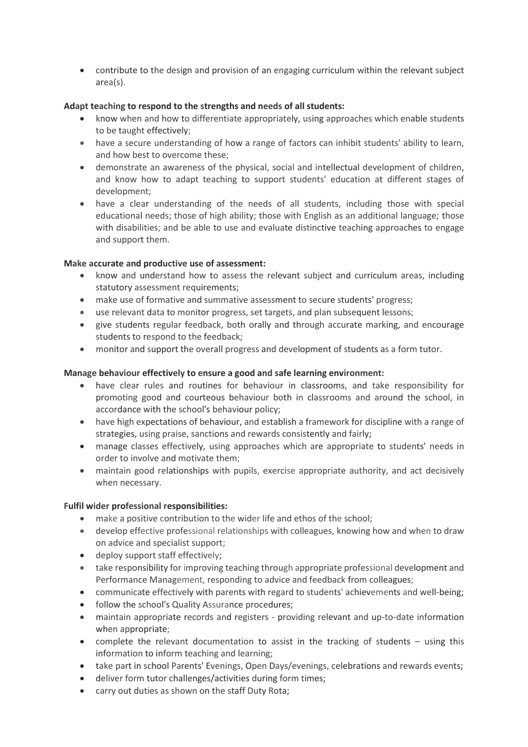- contribute to the design and provision of an engaging curriculum within the relevant subject area(s).

**Adapt teaching to respond to the strengths and needs of all students:**

- know when and how to differentiate appropriately, using approaches which enable students to be taught effectively;
- have a secure understanding of how a range of factors can inhibit students' ability to learn, and how best to overcome these;
- demonstrate an awareness of the physical, social and intellectual development of children, and know how to adapt teaching to support students' education at different stages of development;
- have a clear understanding of the needs of all students, including those with special educational needs; those of high ability; those with English as an additional language; those with disabilities; and be able to use and evaluate distinctive teaching approaches to engage and support them.

**Make accurate and productive use of assessment:**

- know and understand how to assess the relevant subject and curriculum areas, including statutory assessment requirements;
- make use of formative and summative assessment to secure students' progress;
- use relevant data to monitor progress, set targets, and plan subsequent lessons;
- give students regular feedback, both orally and through accurate marking, and encourage students to respond to the feedback;
- monitor and support the overall progress and development of students as a form tutor.

**Manage behaviour effectively to ensure a good and safe learning environment:**

- have clear rules and routines for behaviour in classrooms, and take responsibility for promoting good and courteous behaviour both in classrooms and around the school, in accordance with the school's behaviour policy;
- have high expectations of behaviour, and establish a framework for discipline with a range of strategies, using praise, sanctions and rewards consistently and fairly;
- manage classes effectively, using approaches which are appropriate to students' needs in order to involve and motivate them;
- maintain good relationships with pupils, exercise appropriate authority, and act decisively when necessary.

**Fulfil wider professional responsibilities:**

- make a positive contribution to the wider life and ethos of the school;
- develop effective professional relationships with colleagues, knowing how and when to draw on advice and specialist support;
- deploy support staff effectively;
- take responsibility for improving teaching through appropriate professional development and Performance Management, responding to advice and feedback from colleagues;
- communicate effectively with parents with regard to students' achievements and well-being;
- follow the school's Quality Assurance procedures;
- maintain appropriate records and registers - providing relevant and up-to-date information when appropriate;
- complete the relevant documentation to assist in the tracking of students – using this information to inform teaching and learning;
- take part in school Parents' Evenings, Open Days/evenings, celebrations and rewards events;
- deliver form tutor challenges/activities during form times;
- carry out duties as shown on the staff Duty Rota;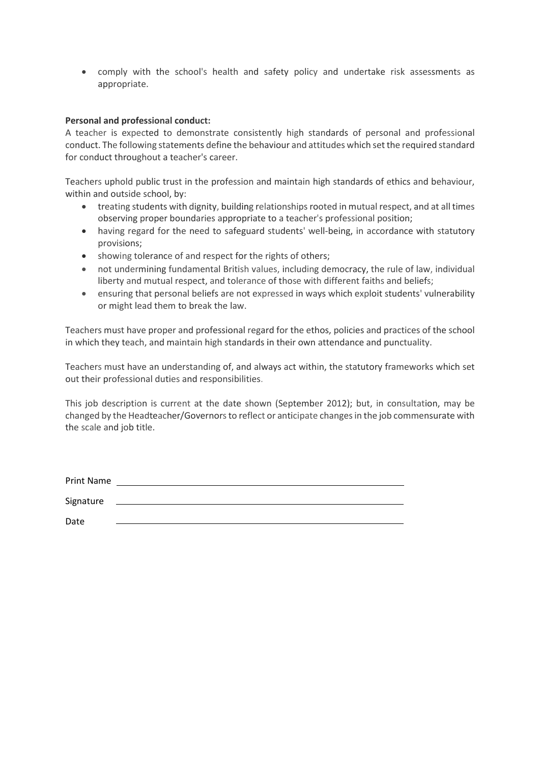- comply with the school's health and safety policy and undertake risk assessments as appropriate.

**Personal and professional conduct:**

A teacher is expected to demonstrate consistently high standards of personal and professional conduct. The following statements define the behaviour and attitudes which set the required standard for conduct throughout a teacher's career.

Teachers uphold public trust in the profession and maintain high standards of ethics and behaviour, within and outside school, by:

- treating students with dignity, building relationships rooted in mutual respect, and at all times observing proper boundaries appropriate to a teacher's professional position;
- having regard for the need to safeguard students' well-being, in accordance with statutory provisions;
- showing tolerance of and respect for the rights of others;
- not undermining fundamental British values, including democracy, the rule of law, individual liberty and mutual respect, and tolerance of those with different faiths and beliefs;
- ensuring that personal beliefs are not expressed in ways which exploit students' vulnerability or might lead them to break the law.

Teachers must have proper and professional regard for the ethos, policies and practices of the school in which they teach, and maintain high standards in their own attendance and punctuality.

Teachers must have an understanding of, and always act within, the statutory frameworks which set out their professional duties and responsibilities.

This job description is current at the date shown (September 2012); but, in consultation, may be changed by the Headteacher/Governors to reflect or anticipate changes in the job commensurate with the scale and job title.

Print Name ____________________________________________

Signature ____________________________________________

Date ____________________________________________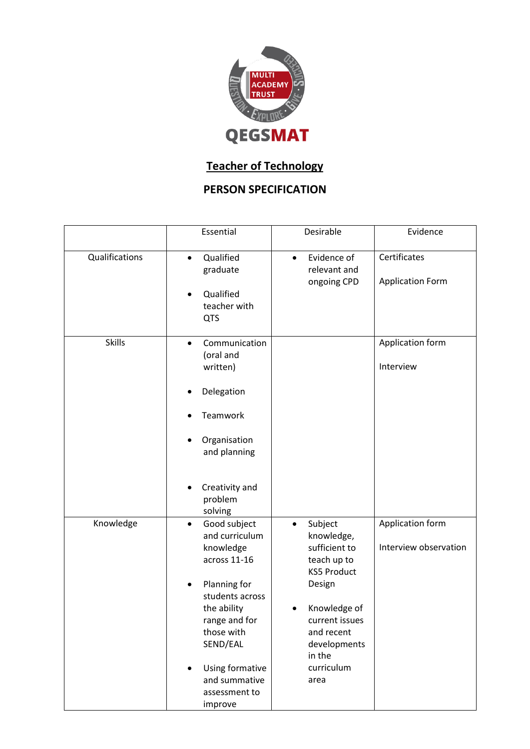QEGSMAT

## Teacher of Technology

## PERSON SPECIFICATION

| | Essential | Desirable | Evidence |
|---|---|---|---|
| Qualifications | • Qualified graduate<br>• Qualified teacher with QTS | • Evidence of relevant and ongoing CPD | Certificates<br><br>Application Form |
| Skills | • Communication (oral and written)<br>• Delegation<br>• Teamwork<br>• Organisation and planning<br>• Creativity and problem solving | | Application form<br><br>Interview |
| Knowledge | • Good subject and curriculum knowledge across 11-16<br>• Planning for students across the ability range and for those with SEND/EAL<br>• Using formative and summative assessment to improve | • Subject knowledge, sufficient to teach up to KS5 Product Design<br>• Knowledge of current issues and recent developments in the curriculum area | Application form<br><br>Interview observation |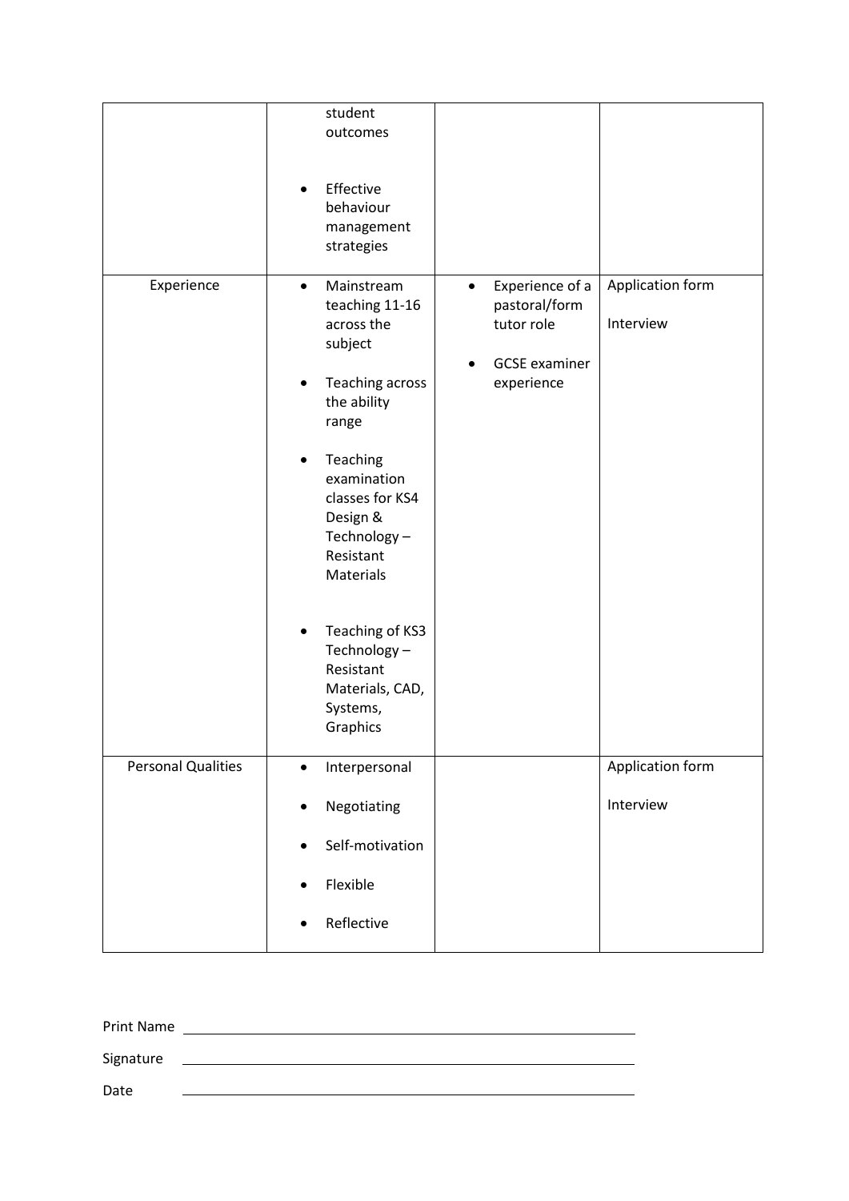| | | | |
|---|---|---|---|
| | student outcomes<br><br>• Effective behaviour management strategies | | |
| Experience | • Mainstream teaching 11-16 across the subject<br><br>• Teaching across the ability range<br><br>• Teaching examination classes for KS4 Design & Technology – Resistant Materials<br><br>• Teaching of KS3 Technology – Resistant Materials, CAD, Systems, Graphics | • Experience of a pastoral/form tutor role<br><br>• GCSE examiner experience | Application form<br><br>Interview |
| Personal Qualities | • Interpersonal<br><br>• Negotiating<br><br>• Self-motivation<br><br>• Flexible<br><br>• Reflective | | Application form<br><br>Interview |

Print Name ______________________________

Signature ______________________________

Date ______________________________